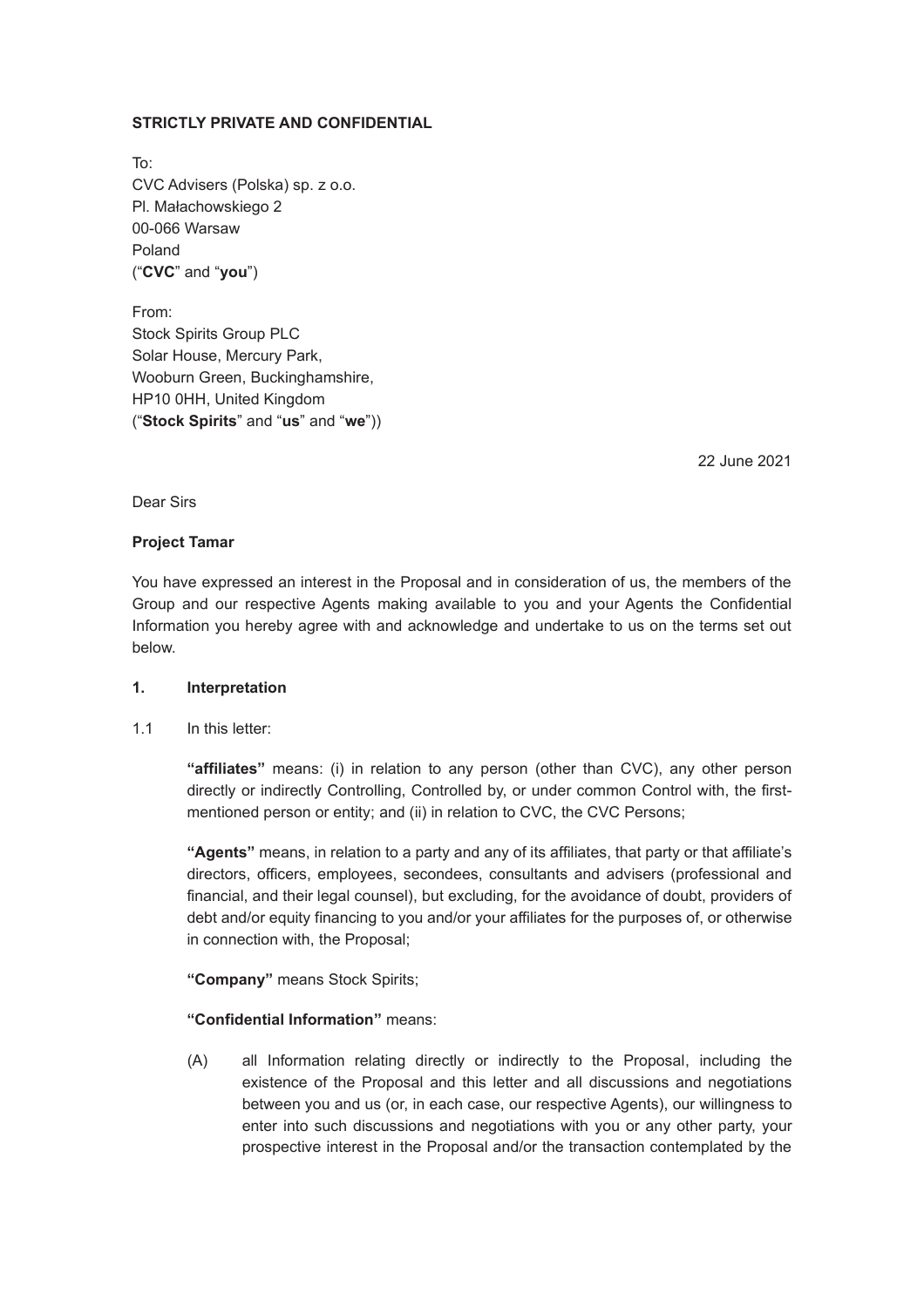**STRICTLY PRIVATE AND CONFIDENTIAL**

To:
CVC Advisers (Polska) sp. z o.o.
Pl. Małachowskiego 2
00-066 Warsaw
Poland
("**CVC**" and "**you**")

From:
Stock Spirits Group PLC
Solar House, Mercury Park,
Wooburn Green, Buckinghamshire,
HP10 0HH, United Kingdom
("**Stock Spirits**" and "**us**" and "**we**"))

22 June 2021

Dear Sirs

**Project Tamar**

You have expressed an interest in the Proposal and in consideration of us, the members of the Group and our respective Agents making available to you and your Agents the Confidential Information you hereby agree with and acknowledge and undertake to us on the terms set out below.

**1. Interpretation**

1.1 In this letter:

**"affiliates"** means: (i) in relation to any person (other than CVC), any other person directly or indirectly Controlling, Controlled by, or under common Control with, the first-mentioned person or entity; and (ii) in relation to CVC, the CVC Persons;

**"Agents"** means, in relation to a party and any of its affiliates, that party or that affiliate's directors, officers, employees, secondees, consultants and advisers (professional and financial, and their legal counsel), but excluding, for the avoidance of doubt, providers of debt and/or equity financing to you and/or your affiliates for the purposes of, or otherwise in connection with, the Proposal;

**"Company"** means Stock Spirits;

**"Confidential Information"** means:

(A) all Information relating directly or indirectly to the Proposal, including the existence of the Proposal and this letter and all discussions and negotiations between you and us (or, in each case, our respective Agents), our willingness to enter into such discussions and negotiations with you or any other party, your prospective interest in the Proposal and/or the transaction contemplated by the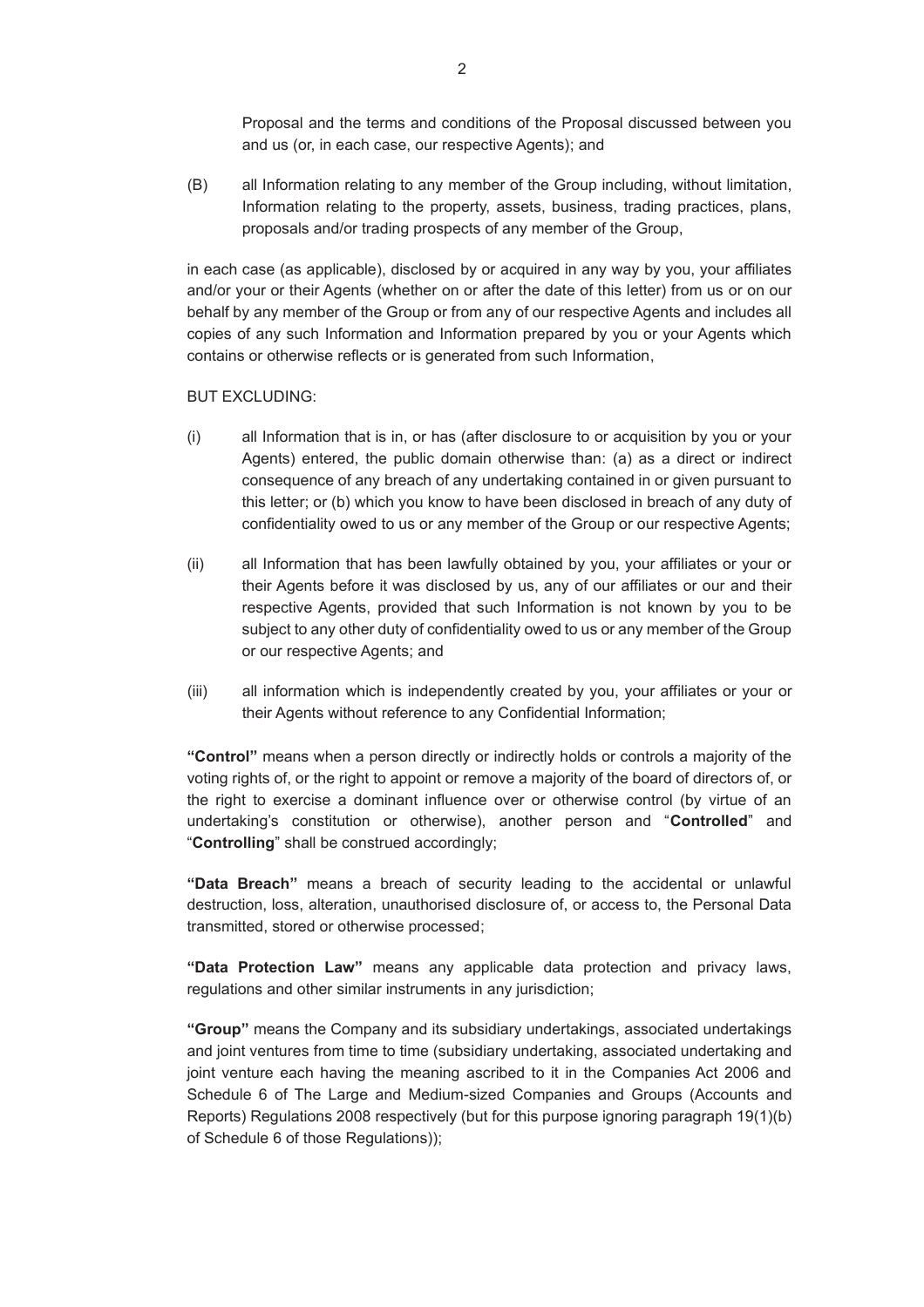Proposal and the terms and conditions of the Proposal discussed between you and us (or, in each case, our respective Agents); and

(B) all Information relating to any member of the Group including, without limitation, Information relating to the property, assets, business, trading practices, plans, proposals and/or trading prospects of any member of the Group,

in each case (as applicable), disclosed by or acquired in any way by you, your affiliates and/or your or their Agents (whether on or after the date of this letter) from us or on our behalf by any member of the Group or from any of our respective Agents and includes all copies of any such Information and Information prepared by you or your Agents which contains or otherwise reflects or is generated from such Information,

BUT EXCLUDING:

(i) all Information that is in, or has (after disclosure to or acquisition by you or your Agents) entered, the public domain otherwise than: (a) as a direct or indirect consequence of any breach of any undertaking contained in or given pursuant to this letter; or (b) which you know to have been disclosed in breach of any duty of confidentiality owed to us or any member of the Group or our respective Agents;

(ii) all Information that has been lawfully obtained by you, your affiliates or your or their Agents before it was disclosed by us, any of our affiliates or our and their respective Agents, provided that such Information is not known by you to be subject to any other duty of confidentiality owed to us or any member of the Group or our respective Agents; and

(iii) all information which is independently created by you, your affiliates or your or their Agents without reference to any Confidential Information;

**"Control"** means when a person directly or indirectly holds or controls a majority of the voting rights of, or the right to appoint or remove a majority of the board of directors of, or the right to exercise a dominant influence over or otherwise control (by virtue of an undertaking's constitution or otherwise), another person and "**Controlled**" and "**Controlling**" shall be construed accordingly;

**"Data Breach"** means a breach of security leading to the accidental or unlawful destruction, loss, alteration, unauthorised disclosure of, or access to, the Personal Data transmitted, stored or otherwise processed;

**"Data Protection Law"** means any applicable data protection and privacy laws, regulations and other similar instruments in any jurisdiction;

**"Group"** means the Company and its subsidiary undertakings, associated undertakings and joint ventures from time to time (subsidiary undertaking, associated undertaking and joint venture each having the meaning ascribed to it in the Companies Act 2006 and Schedule 6 of The Large and Medium-sized Companies and Groups (Accounts and Reports) Regulations 2008 respectively (but for this purpose ignoring paragraph 19(1)(b) of Schedule 6 of those Regulations));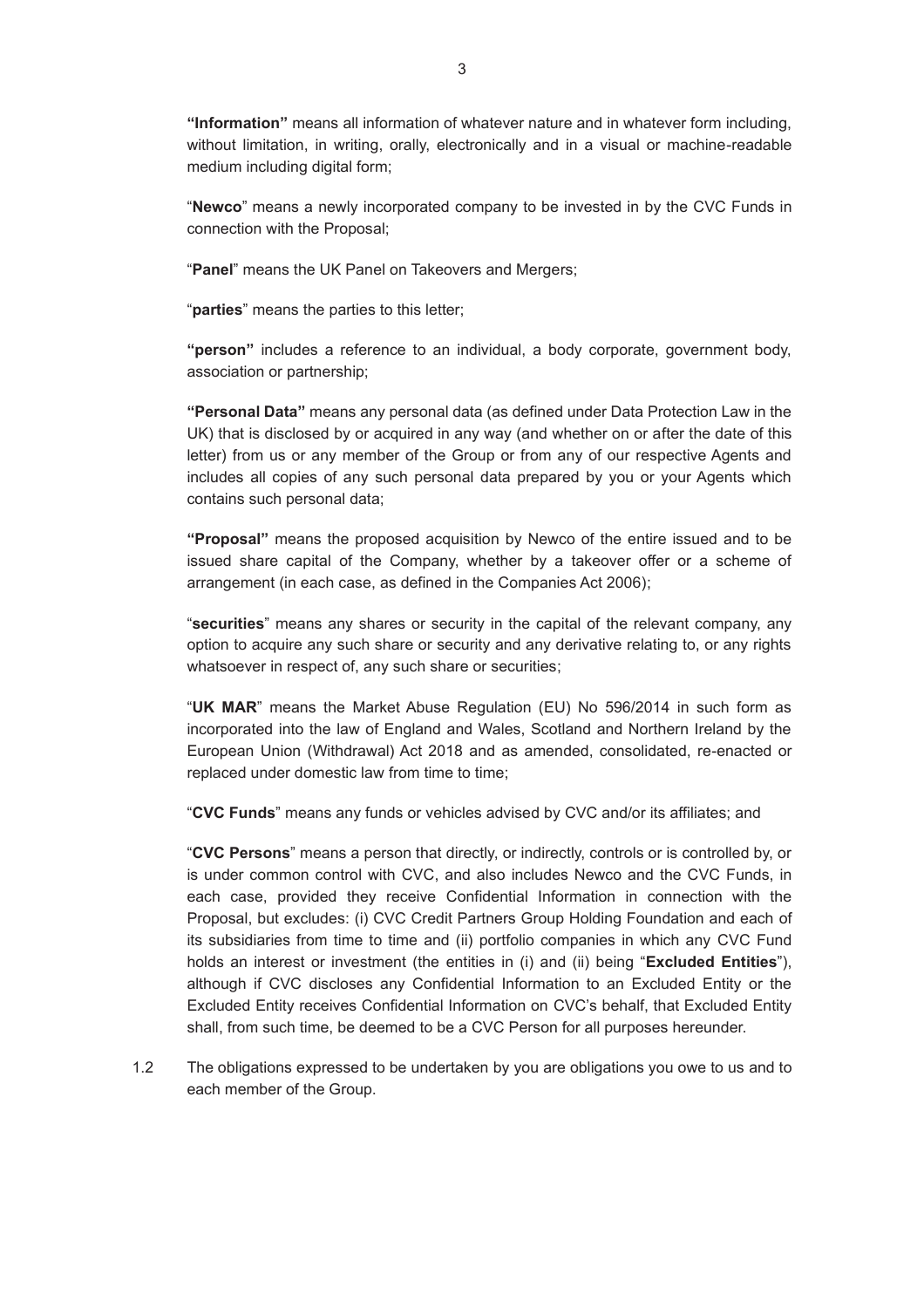**"Information"** means all information of whatever nature and in whatever form including, without limitation, in writing, orally, electronically and in a visual or machine-readable medium including digital form;

"**Newco**" means a newly incorporated company to be invested in by the CVC Funds in connection with the Proposal;

"**Panel**" means the UK Panel on Takeovers and Mergers;

"**parties**" means the parties to this letter;

**"person"** includes a reference to an individual, a body corporate, government body, association or partnership;

**"Personal Data"** means any personal data (as defined under Data Protection Law in the UK) that is disclosed by or acquired in any way (and whether on or after the date of this letter) from us or any member of the Group or from any of our respective Agents and includes all copies of any such personal data prepared by you or your Agents which contains such personal data;

**"Proposal"** means the proposed acquisition by Newco of the entire issued and to be issued share capital of the Company, whether by a takeover offer or a scheme of arrangement (in each case, as defined in the Companies Act 2006);

"**securities**" means any shares or security in the capital of the relevant company, any option to acquire any such share or security and any derivative relating to, or any rights whatsoever in respect of, any such share or securities;

"**UK MAR**" means the Market Abuse Regulation (EU) No 596/2014 in such form as incorporated into the law of England and Wales, Scotland and Northern Ireland by the European Union (Withdrawal) Act 2018 and as amended, consolidated, re-enacted or replaced under domestic law from time to time;

"**CVC Funds**" means any funds or vehicles advised by CVC and/or its affiliates; and

"**CVC Persons**" means a person that directly, or indirectly, controls or is controlled by, or is under common control with CVC, and also includes Newco and the CVC Funds, in each case, provided they receive Confidential Information in connection with the Proposal, but excludes: (i) CVC Credit Partners Group Holding Foundation and each of its subsidiaries from time to time and (ii) portfolio companies in which any CVC Fund holds an interest or investment (the entities in (i) and (ii) being "**Excluded Entities**"), although if CVC discloses any Confidential Information to an Excluded Entity or the Excluded Entity receives Confidential Information on CVC's behalf, that Excluded Entity shall, from such time, be deemed to be a CVC Person for all purposes hereunder.

1.2 The obligations expressed to be undertaken by you are obligations you owe to us and to each member of the Group.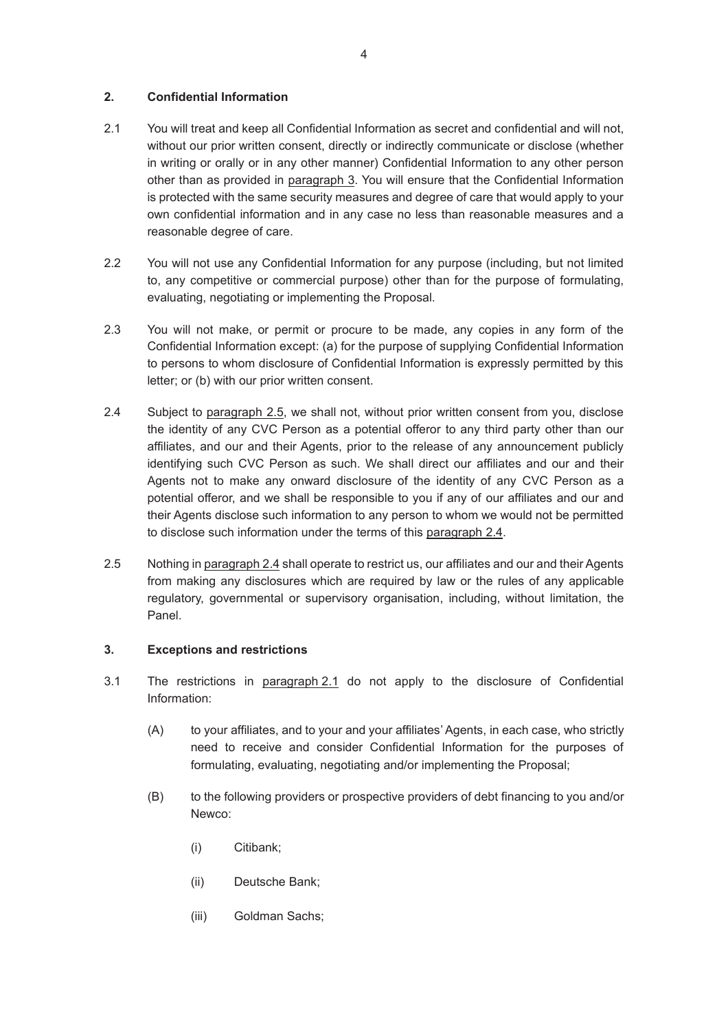## 2. Confidential Information

2.1 You will treat and keep all Confidential Information as secret and confidential and will not, without our prior written consent, directly or indirectly communicate or disclose (whether in writing or orally or in any other manner) Confidential Information to any other person other than as provided in paragraph 3. You will ensure that the Confidential Information is protected with the same security measures and degree of care that would apply to your own confidential information and in any case no less than reasonable measures and a reasonable degree of care.

2.2 You will not use any Confidential Information for any purpose (including, but not limited to, any competitive or commercial purpose) other than for the purpose of formulating, evaluating, negotiating or implementing the Proposal.

2.3 You will not make, or permit or procure to be made, any copies in any form of the Confidential Information except: (a) for the purpose of supplying Confidential Information to persons to whom disclosure of Confidential Information is expressly permitted by this letter; or (b) with our prior written consent.

2.4 Subject to paragraph 2.5, we shall not, without prior written consent from you, disclose the identity of any CVC Person as a potential offeror to any third party other than our affiliates, and our and their Agents, prior to the release of any announcement publicly identifying such CVC Person as such. We shall direct our affiliates and our and their Agents not to make any onward disclosure of the identity of any CVC Person as a potential offeror, and we shall be responsible to you if any of our affiliates and our and their Agents disclose such information to any person to whom we would not be permitted to disclose such information under the terms of this paragraph 2.4.

2.5 Nothing in paragraph 2.4 shall operate to restrict us, our affiliates and our and their Agents from making any disclosures which are required by law or the rules of any applicable regulatory, governmental or supervisory organisation, including, without limitation, the Panel.

## 3. Exceptions and restrictions

3.1 The restrictions in paragraph 2.1 do not apply to the disclosure of Confidential Information:

(A) to your affiliates, and to your and your affiliates' Agents, in each case, who strictly need to receive and consider Confidential Information for the purposes of formulating, evaluating, negotiating and/or implementing the Proposal;

(B) to the following providers or prospective providers of debt financing to you and/or Newco:

(i) Citibank;

(ii) Deutsche Bank;

(iii) Goldman Sachs;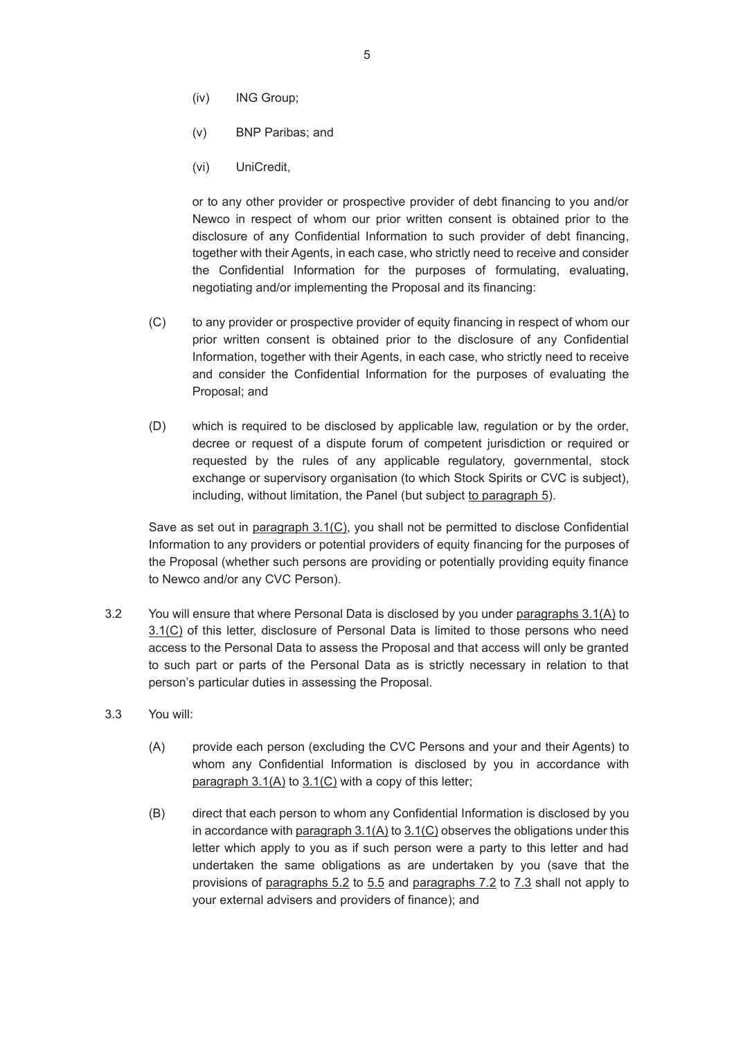(iv) ING Group;

(v) BNP Paribas; and

(vi) UniCredit,

or to any other provider or prospective provider of debt financing to you and/or Newco in respect of whom our prior written consent is obtained prior to the disclosure of any Confidential Information to such provider of debt financing, together with their Agents, in each case, who strictly need to receive and consider the Confidential Information for the purposes of formulating, evaluating, negotiating and/or implementing the Proposal and its financing:

(C) to any provider or prospective provider of equity financing in respect of whom our prior written consent is obtained prior to the disclosure of any Confidential Information, together with their Agents, in each case, who strictly need to receive and consider the Confidential Information for the purposes of evaluating the Proposal; and

(D) which is required to be disclosed by applicable law, regulation or by the order, decree or request of a dispute forum of competent jurisdiction or required or requested by the rules of any applicable regulatory, governmental, stock exchange or supervisory organisation (to which Stock Spirits or CVC is subject), including, without limitation, the Panel (but subject to paragraph 5).

Save as set out in paragraph 3.1(C), you shall not be permitted to disclose Confidential Information to any providers or potential providers of equity financing for the purposes of the Proposal (whether such persons are providing or potentially providing equity finance to Newco and/or any CVC Person).

3.2 You will ensure that where Personal Data is disclosed by you under paragraphs 3.1(A) to 3.1(C) of this letter, disclosure of Personal Data is limited to those persons who need access to the Personal Data to assess the Proposal and that access will only be granted to such part or parts of the Personal Data as is strictly necessary in relation to that person's particular duties in assessing the Proposal.

3.3 You will:

(A) provide each person (excluding the CVC Persons and your and their Agents) to whom any Confidential Information is disclosed by you in accordance with paragraph 3.1(A) to 3.1(C) with a copy of this letter;

(B) direct that each person to whom any Confidential Information is disclosed by you in accordance with paragraph 3.1(A) to 3.1(C) observes the obligations under this letter which apply to you as if such person were a party to this letter and had undertaken the same obligations as are undertaken by you (save that the provisions of paragraphs 5.2 to 5.5 and paragraphs 7.2 to 7.3 shall not apply to your external advisers and providers of finance); and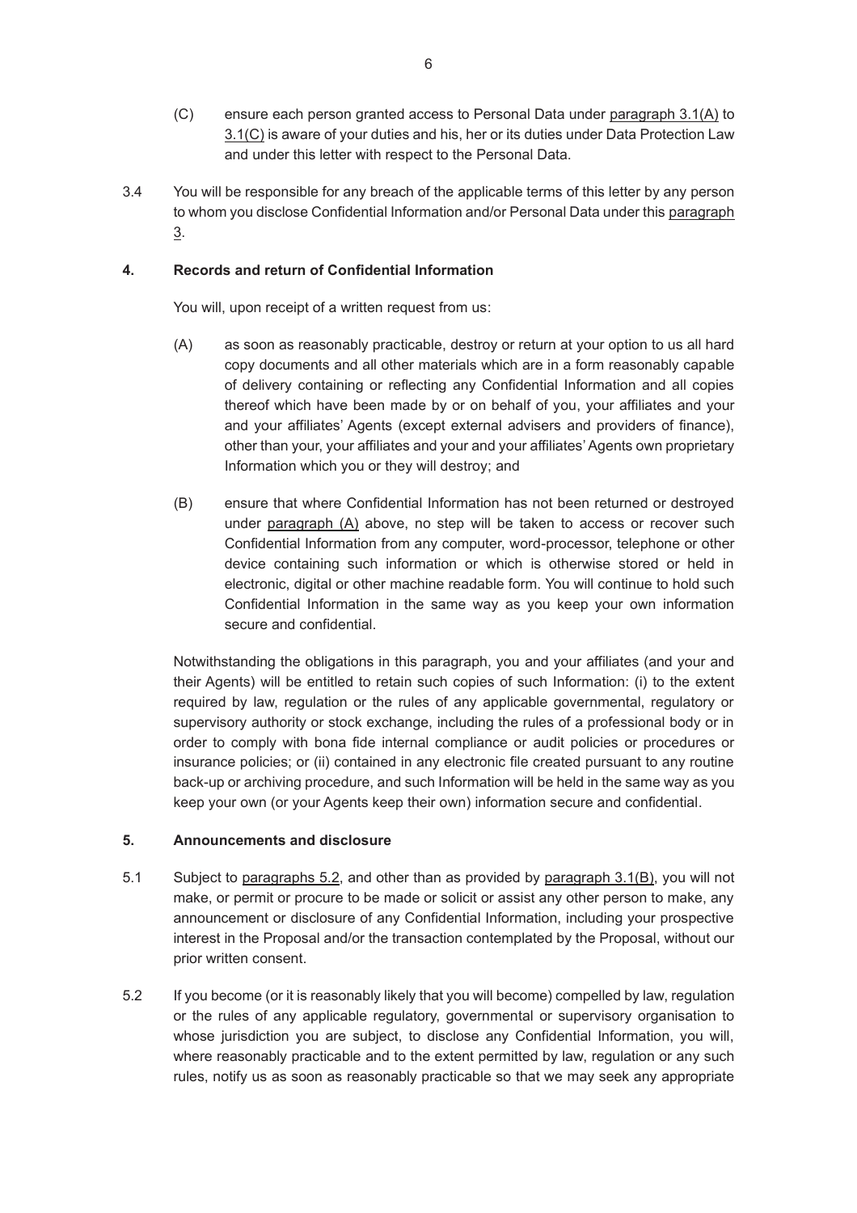(C) ensure each person granted access to Personal Data under paragraph 3.1(A) to 3.1(C) is aware of your duties and his, her or its duties under Data Protection Law and under this letter with respect to the Personal Data.

3.4 You will be responsible for any breach of the applicable terms of this letter by any person to whom you disclose Confidential Information and/or Personal Data under this paragraph 3.

**4. Records and return of Confidential Information**

You will, upon receipt of a written request from us:

(A) as soon as reasonably practicable, destroy or return at your option to us all hard copy documents and all other materials which are in a form reasonably capable of delivery containing or reflecting any Confidential Information and all copies thereof which have been made by or on behalf of you, your affiliates and your and your affiliates' Agents (except external advisers and providers of finance), other than your, your affiliates and your and your affiliates' Agents own proprietary Information which you or they will destroy; and

(B) ensure that where Confidential Information has not been returned or destroyed under paragraph (A) above, no step will be taken to access or recover such Confidential Information from any computer, word-processor, telephone or other device containing such information or which is otherwise stored or held in electronic, digital or other machine readable form. You will continue to hold such Confidential Information in the same way as you keep your own information secure and confidential.

Notwithstanding the obligations in this paragraph, you and your affiliates (and your and their Agents) will be entitled to retain such copies of such Information: (i) to the extent required by law, regulation or the rules of any applicable governmental, regulatory or supervisory authority or stock exchange, including the rules of a professional body or in order to comply with bona fide internal compliance or audit policies or procedures or insurance policies; or (ii) contained in any electronic file created pursuant to any routine back-up or archiving procedure, and such Information will be held in the same way as you keep your own (or your Agents keep their own) information secure and confidential.

**5. Announcements and disclosure**

5.1 Subject to paragraphs 5.2, and other than as provided by paragraph 3.1(B), you will not make, or permit or procure to be made or solicit or assist any other person to make, any announcement or disclosure of any Confidential Information, including your prospective interest in the Proposal and/or the transaction contemplated by the Proposal, without our prior written consent.

5.2 If you become (or it is reasonably likely that you will become) compelled by law, regulation or the rules of any applicable regulatory, governmental or supervisory organisation to whose jurisdiction you are subject, to disclose any Confidential Information, you will, where reasonably practicable and to the extent permitted by law, regulation or any such rules, notify us as soon as reasonably practicable so that we may seek any appropriate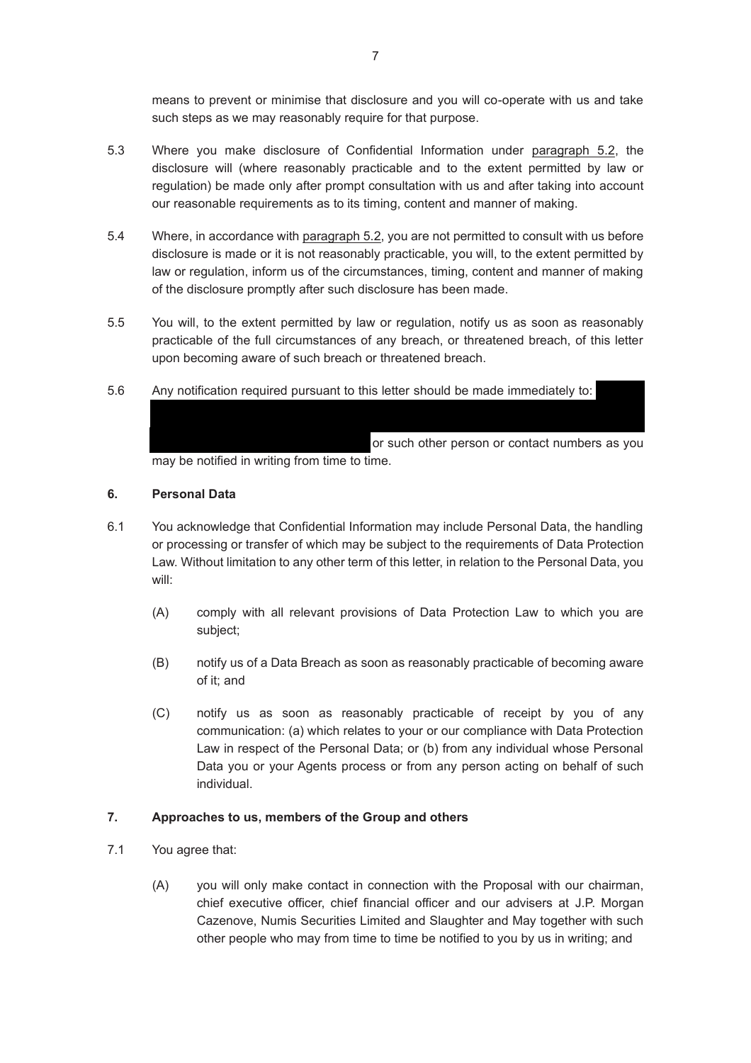means to prevent or minimise that disclosure and you will co-operate with us and take such steps as we may reasonably require for that purpose.

5.3 Where you make disclosure of Confidential Information under paragraph 5.2, the disclosure will (where reasonably practicable and to the extent permitted by law or regulation) be made only after prompt consultation with us and after taking into account our reasonable requirements as to its timing, content and manner of making.

5.4 Where, in accordance with paragraph 5.2, you are not permitted to consult with us before disclosure is made or it is not reasonably practicable, you will, to the extent permitted by law or regulation, inform us of the circumstances, timing, content and manner of making of the disclosure promptly after such disclosure has been made.

5.5 You will, to the extent permitted by law or regulation, notify us as soon as reasonably practicable of the full circumstances of any breach, or threatened breach, of this letter upon becoming aware of such breach or threatened breach.

5.6 Any notification required pursuant to this letter should be made immediately to: [REDACTED] or such other person or contact numbers as you may be notified in writing from time to time.

## 6. Personal Data

6.1 You acknowledge that Confidential Information may include Personal Data, the handling or processing or transfer of which may be subject to the requirements of Data Protection Law. Without limitation to any other term of this letter, in relation to the Personal Data, you will:

(A) comply with all relevant provisions of Data Protection Law to which you are subject;

(B) notify us of a Data Breach as soon as reasonably practicable of becoming aware of it; and

(C) notify us as soon as reasonably practicable of receipt by you of any communication: (a) which relates to your or our compliance with Data Protection Law in respect of the Personal Data; or (b) from any individual whose Personal Data you or your Agents process or from any person acting on behalf of such individual.

## 7. Approaches to us, members of the Group and others

7.1 You agree that:

(A) you will only make contact in connection with the Proposal with our chairman, chief executive officer, chief financial officer and our advisers at J.P. Morgan Cazenove, Numis Securities Limited and Slaughter and May together with such other people who may from time to time be notified to you by us in writing; and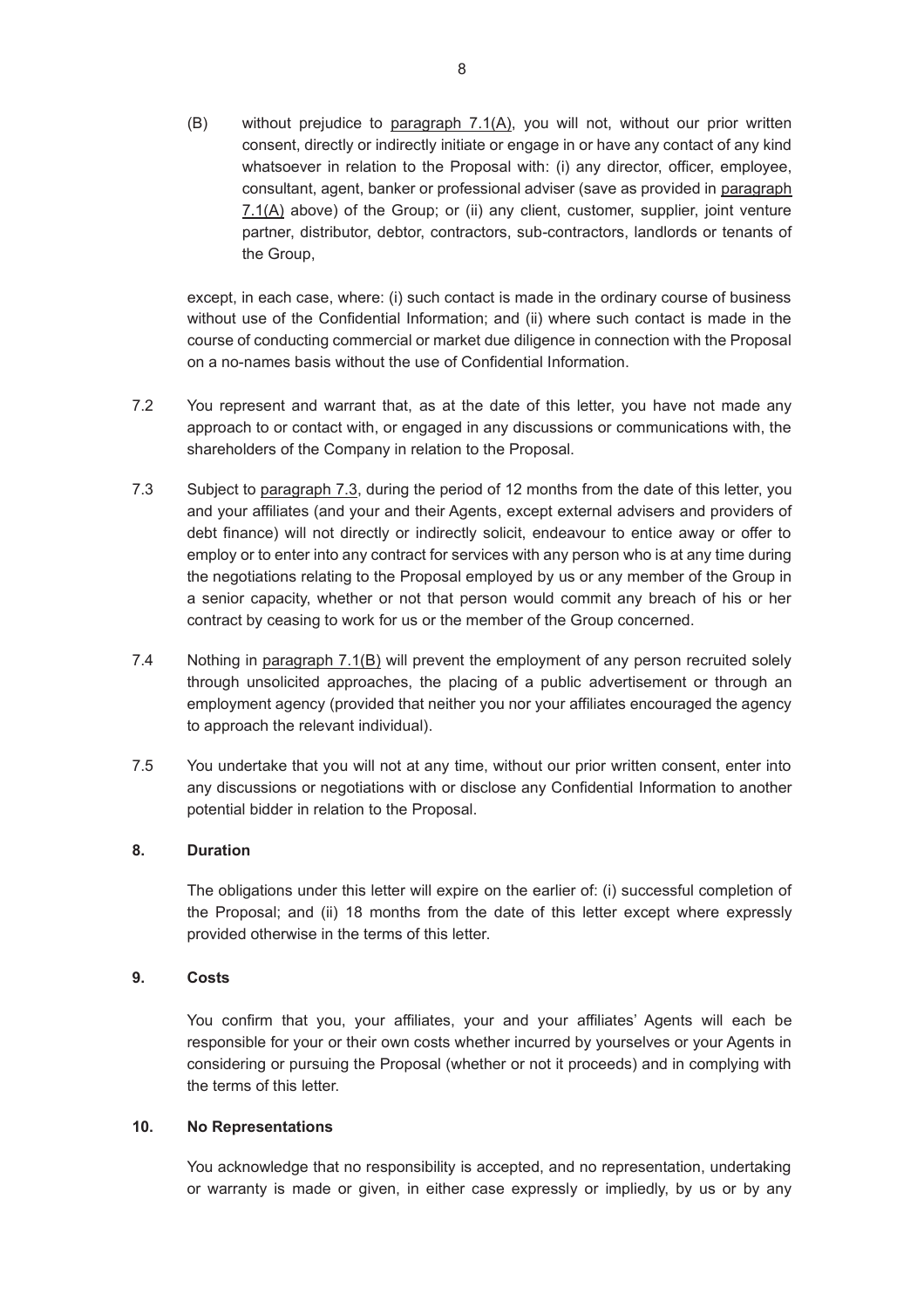(B) without prejudice to paragraph 7.1(A), you will not, without our prior written consent, directly or indirectly initiate or engage in or have any contact of any kind whatsoever in relation to the Proposal with: (i) any director, officer, employee, consultant, agent, banker or professional adviser (save as provided in paragraph 7.1(A) above) of the Group; or (ii) any client, customer, supplier, joint venture partner, distributor, debtor, contractors, sub-contractors, landlords or tenants of the Group,

except, in each case, where: (i) such contact is made in the ordinary course of business without use of the Confidential Information; and (ii) where such contact is made in the course of conducting commercial or market due diligence in connection with the Proposal on a no-names basis without the use of Confidential Information.

7.2 You represent and warrant that, as at the date of this letter, you have not made any approach to or contact with, or engaged in any discussions or communications with, the shareholders of the Company in relation to the Proposal.

7.3 Subject to paragraph 7.3, during the period of 12 months from the date of this letter, you and your affiliates (and your and their Agents, except external advisers and providers of debt finance) will not directly or indirectly solicit, endeavour to entice away or offer to employ or to enter into any contract for services with any person who is at any time during the negotiations relating to the Proposal employed by us or any member of the Group in a senior capacity, whether or not that person would commit any breach of his or her contract by ceasing to work for us or the member of the Group concerned.

7.4 Nothing in paragraph 7.1(B) will prevent the employment of any person recruited solely through unsolicited approaches, the placing of a public advertisement or through an employment agency (provided that neither you nor your affiliates encouraged the agency to approach the relevant individual).

7.5 You undertake that you will not at any time, without our prior written consent, enter into any discussions or negotiations with or disclose any Confidential Information to another potential bidder in relation to the Proposal.

**8. Duration**

The obligations under this letter will expire on the earlier of: (i) successful completion of the Proposal; and (ii) 18 months from the date of this letter except where expressly provided otherwise in the terms of this letter.

**9. Costs**

You confirm that you, your affiliates, your and your affiliates' Agents will each be responsible for your or their own costs whether incurred by yourselves or your Agents in considering or pursuing the Proposal (whether or not it proceeds) and in complying with the terms of this letter.

**10. No Representations**

You acknowledge that no responsibility is accepted, and no representation, undertaking or warranty is made or given, in either case expressly or impliedly, by us or by any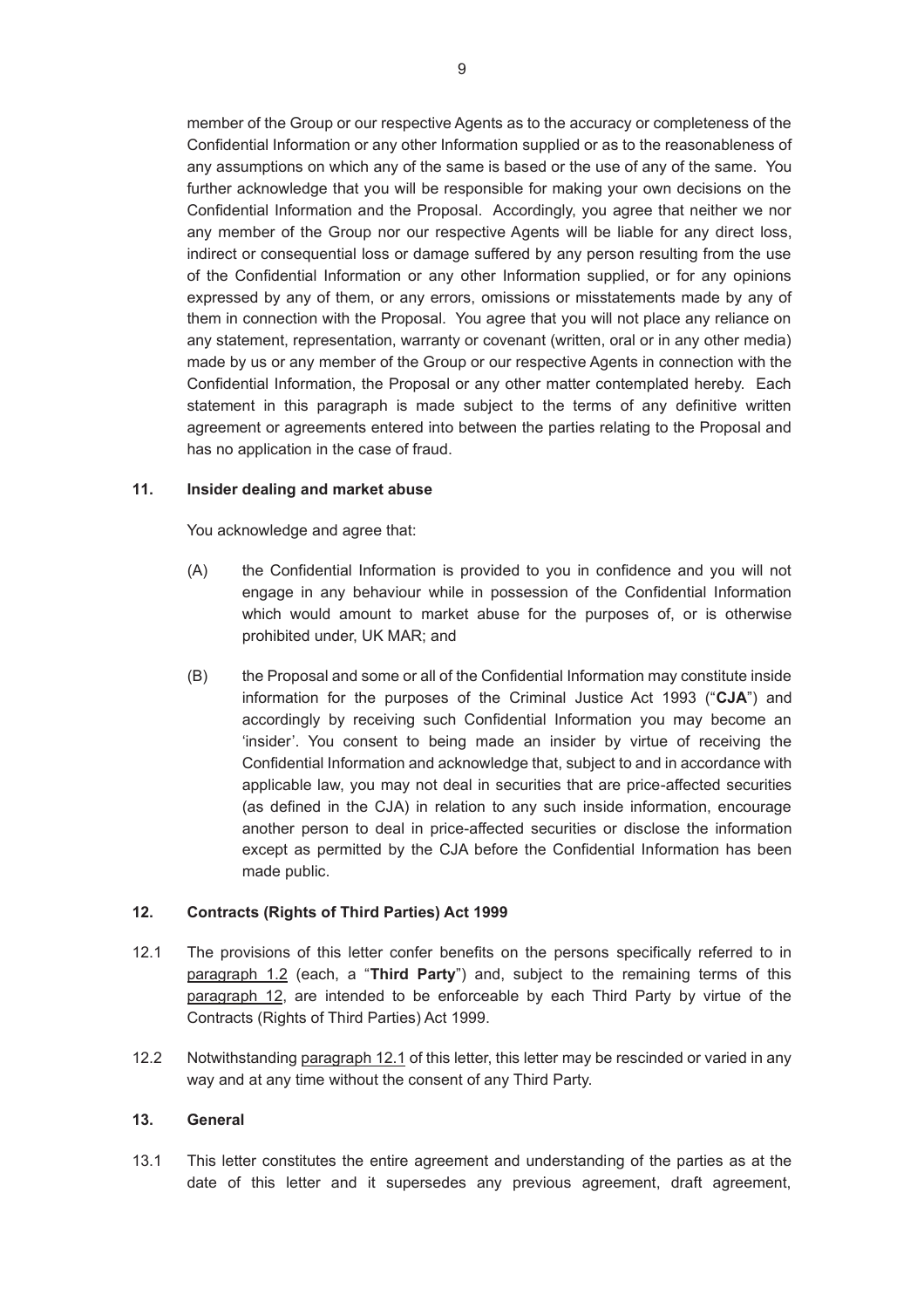member of the Group or our respective Agents as to the accuracy or completeness of the Confidential Information or any other Information supplied or as to the reasonableness of any assumptions on which any of the same is based or the use of any of the same. You further acknowledge that you will be responsible for making your own decisions on the Confidential Information and the Proposal. Accordingly, you agree that neither we nor any member of the Group nor our respective Agents will be liable for any direct loss, indirect or consequential loss or damage suffered by any person resulting from the use of the Confidential Information or any other Information supplied, or for any opinions expressed by any of them, or any errors, omissions or misstatements made by any of them in connection with the Proposal. You agree that you will not place any reliance on any statement, representation, warranty or covenant (written, oral or in any other media) made by us or any member of the Group or our respective Agents in connection with the Confidential Information, the Proposal or any other matter contemplated hereby. Each statement in this paragraph is made subject to the terms of any definitive written agreement or agreements entered into between the parties relating to the Proposal and has no application in the case of fraud.

## 11. Insider dealing and market abuse

You acknowledge and agree that:

(A) the Confidential Information is provided to you in confidence and you will not engage in any behaviour while in possession of the Confidential Information which would amount to market abuse for the purposes of, or is otherwise prohibited under, UK MAR; and

(B) the Proposal and some or all of the Confidential Information may constitute inside information for the purposes of the Criminal Justice Act 1993 ("**CJA**") and accordingly by receiving such Confidential Information you may become an 'insider'. You consent to being made an insider by virtue of receiving the Confidential Information and acknowledge that, subject to and in accordance with applicable law, you may not deal in securities that are price-affected securities (as defined in the CJA) in relation to any such inside information, encourage another person to deal in price-affected securities or disclose the information except as permitted by the CJA before the Confidential Information has been made public.

## 12. Contracts (Rights of Third Parties) Act 1999

12.1 The provisions of this letter confer benefits on the persons specifically referred to in paragraph 1.2 (each, a "**Third Party**") and, subject to the remaining terms of this paragraph 12, are intended to be enforceable by each Third Party by virtue of the Contracts (Rights of Third Parties) Act 1999.

12.2 Notwithstanding paragraph 12.1 of this letter, this letter may be rescinded or varied in any way and at any time without the consent of any Third Party.

## 13. General

13.1 This letter constitutes the entire agreement and understanding of the parties as at the date of this letter and it supersedes any previous agreement, draft agreement,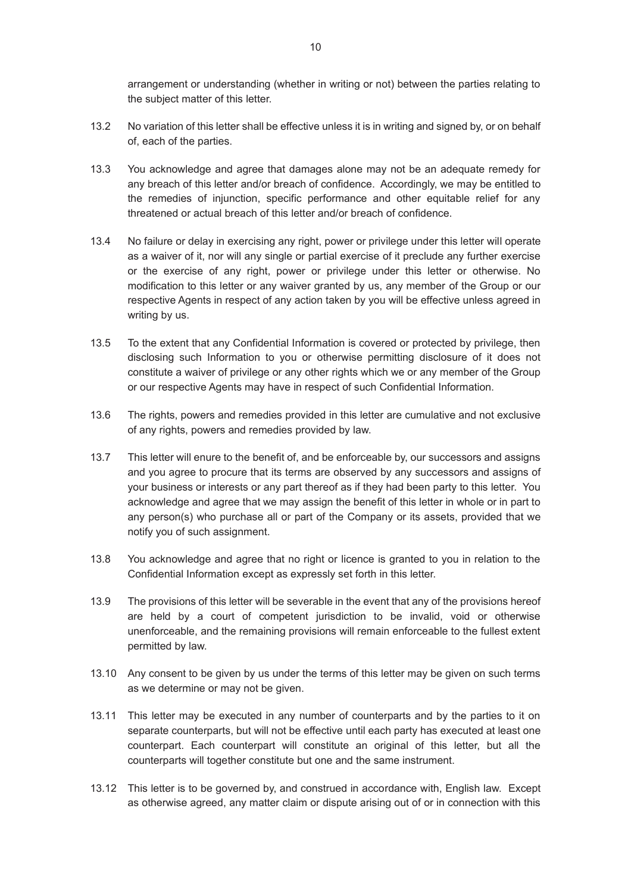arrangement or understanding (whether in writing or not) between the parties relating to the subject matter of this letter.

13.2 No variation of this letter shall be effective unless it is in writing and signed by, or on behalf of, each of the parties.

13.3 You acknowledge and agree that damages alone may not be an adequate remedy for any breach of this letter and/or breach of confidence. Accordingly, we may be entitled to the remedies of injunction, specific performance and other equitable relief for any threatened or actual breach of this letter and/or breach of confidence.

13.4 No failure or delay in exercising any right, power or privilege under this letter will operate as a waiver of it, nor will any single or partial exercise of it preclude any further exercise or the exercise of any right, power or privilege under this letter or otherwise. No modification to this letter or any waiver granted by us, any member of the Group or our respective Agents in respect of any action taken by you will be effective unless agreed in writing by us.

13.5 To the extent that any Confidential Information is covered or protected by privilege, then disclosing such Information to you or otherwise permitting disclosure of it does not constitute a waiver of privilege or any other rights which we or any member of the Group or our respective Agents may have in respect of such Confidential Information.

13.6 The rights, powers and remedies provided in this letter are cumulative and not exclusive of any rights, powers and remedies provided by law.

13.7 This letter will enure to the benefit of, and be enforceable by, our successors and assigns and you agree to procure that its terms are observed by any successors and assigns of your business or interests or any part thereof as if they had been party to this letter. You acknowledge and agree that we may assign the benefit of this letter in whole or in part to any person(s) who purchase all or part of the Company or its assets, provided that we notify you of such assignment.

13.8 You acknowledge and agree that no right or licence is granted to you in relation to the Confidential Information except as expressly set forth in this letter.

13.9 The provisions of this letter will be severable in the event that any of the provisions hereof are held by a court of competent jurisdiction to be invalid, void or otherwise unenforceable, and the remaining provisions will remain enforceable to the fullest extent permitted by law.

13.10 Any consent to be given by us under the terms of this letter may be given on such terms as we determine or may not be given.

13.11 This letter may be executed in any number of counterparts and by the parties to it on separate counterparts, but will not be effective until each party has executed at least one counterpart. Each counterpart will constitute an original of this letter, but all the counterparts will together constitute but one and the same instrument.

13.12 This letter is to be governed by, and construed in accordance with, English law. Except as otherwise agreed, any matter claim or dispute arising out of or in connection with this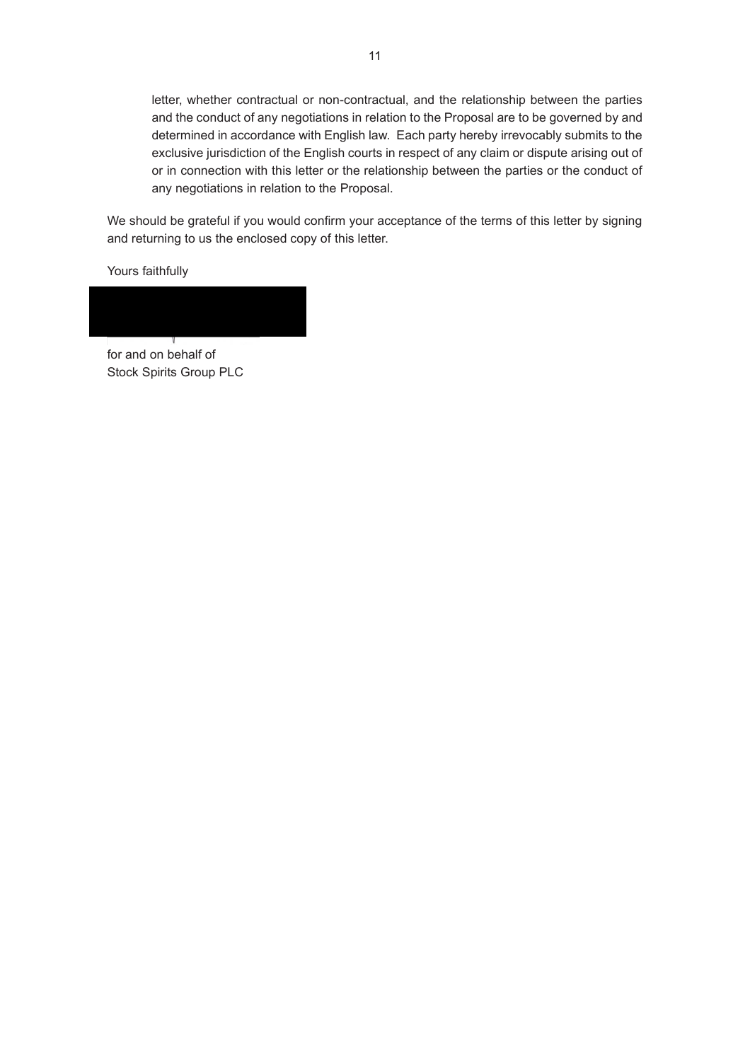letter, whether contractual or non-contractual, and the relationship between the parties and the conduct of any negotiations in relation to the Proposal are to be governed by and determined in accordance with English law. Each party hereby irrevocably submits to the exclusive jurisdiction of the English courts in respect of any claim or dispute arising out of or in connection with this letter or the relationship between the parties or the conduct of any negotiations in relation to the Proposal.

We should be grateful if you would confirm your acceptance of the terms of this letter by signing and returning to us the enclosed copy of this letter.

Yours faithfully

for and on behalf of
Stock Spirits Group PLC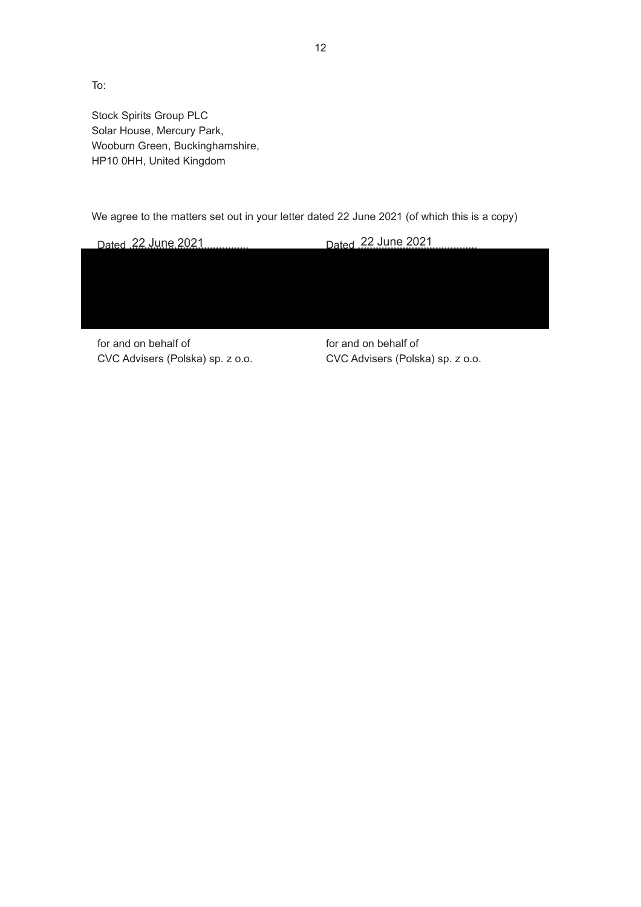To:

Stock Spirits Group PLC
Solar House, Mercury Park,
Wooburn Green, Buckinghamshire,
HP10 0HH, United Kingdom

We agree to the matters set out in your letter dated 22 June 2021 (of which this is a copy)

| | |
|---|---|
| Dated 22 June 2021 | Dated 22 June 2021 |
| for and on behalf of<br>CVC Advisers (Polska) sp. z o.o. | for and on behalf of<br>CVC Advisers (Polska) sp. z o.o. |